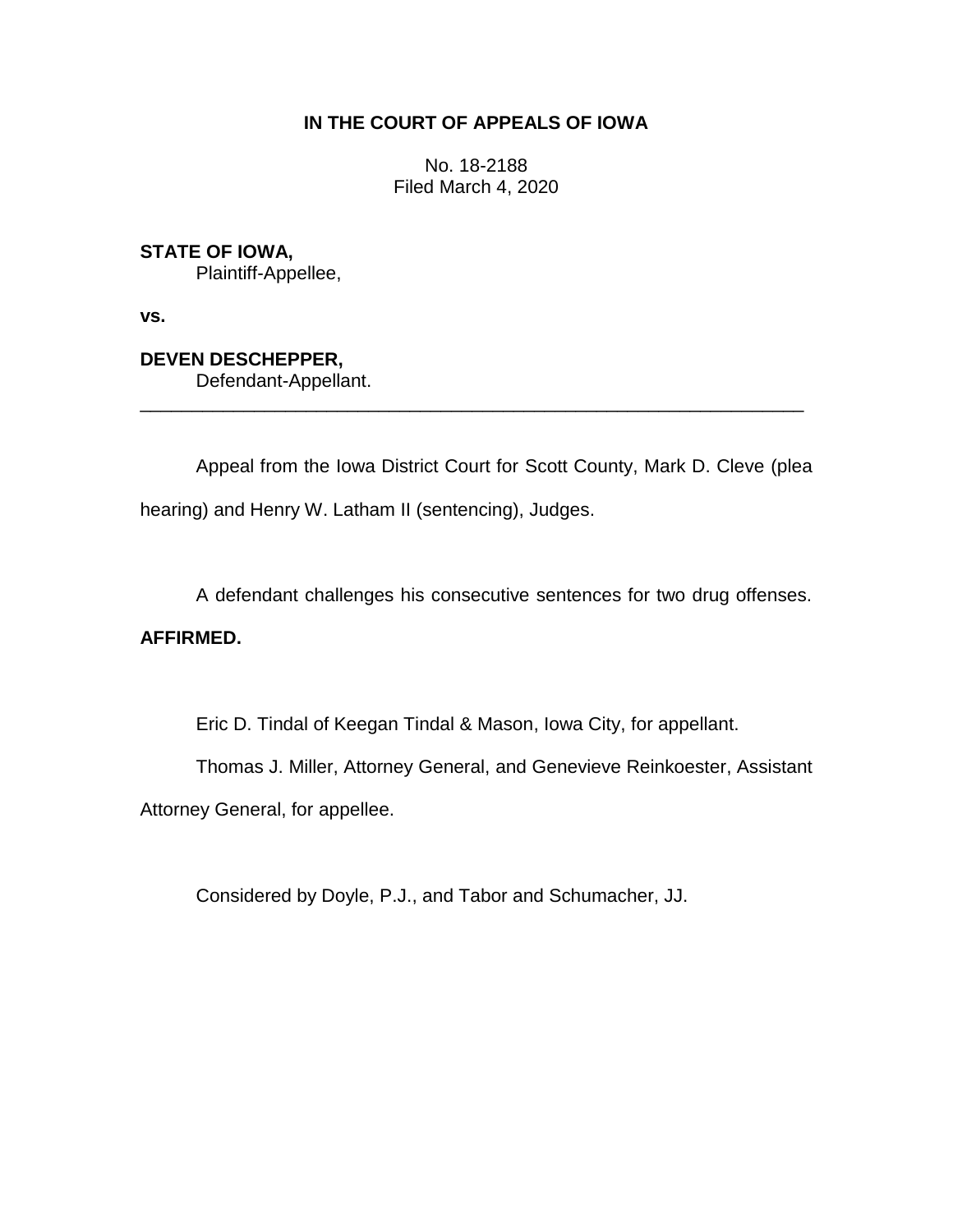**IN THE COURT OF APPEALS OF IOWA**

No. 18-2188
Filed March 4, 2020

**STATE OF IOWA,**
Plaintiff-Appellee,

**vs.**

**DEVEN DESCHEPPER,**
Defendant-Appellant.

---

Appeal from the Iowa District Court for Scott County, Mark D. Cleve (plea hearing) and Henry W. Latham II (sentencing), Judges.

A defendant challenges his consecutive sentences for two drug offenses.

**AFFIRMED.**

Eric D. Tindal of Keegan Tindal & Mason, Iowa City, for appellant.

Thomas J. Miller, Attorney General, and Genevieve Reinkoester, Assistant Attorney General, for appellee.

Considered by Doyle, P.J., and Tabor and Schumacher, JJ.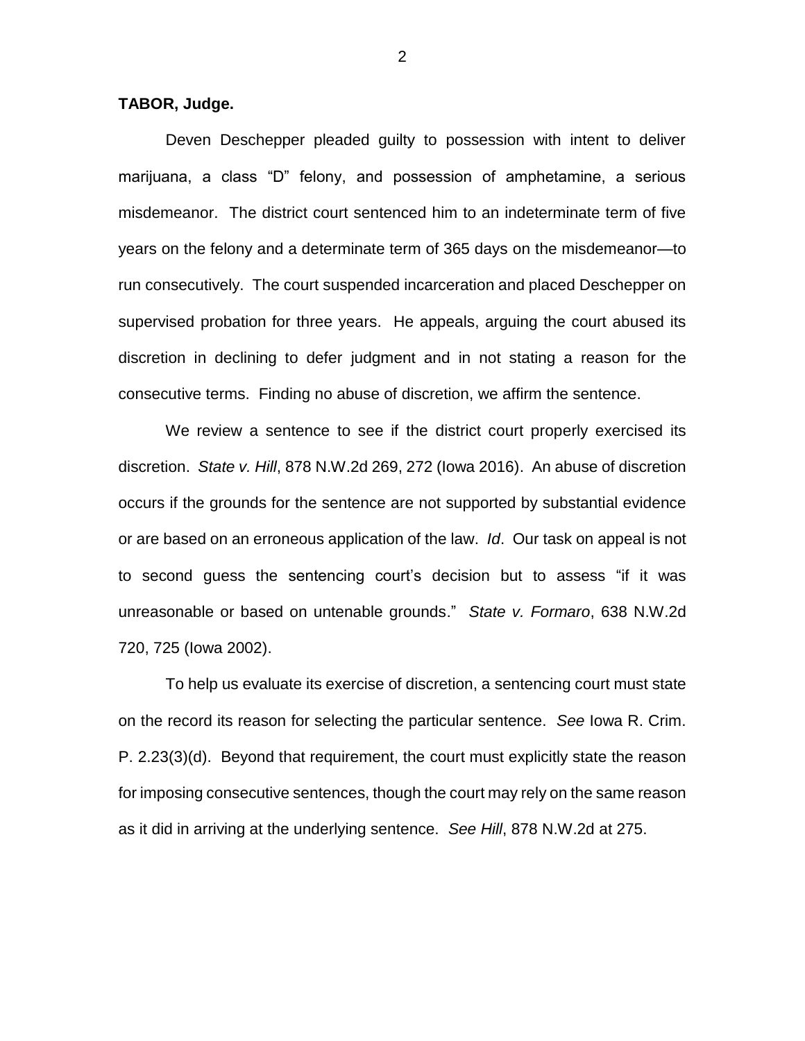**TABOR, Judge.**

Deven Deschepper pleaded guilty to possession with intent to deliver marijuana, a class "D" felony, and possession of amphetamine, a serious misdemeanor. The district court sentenced him to an indeterminate term of five years on the felony and a determinate term of 365 days on the misdemeanor—to run consecutively. The court suspended incarceration and placed Deschepper on supervised probation for three years. He appeals, arguing the court abused its discretion in declining to defer judgment and in not stating a reason for the consecutive terms. Finding no abuse of discretion, we affirm the sentence.

We review a sentence to see if the district court properly exercised its discretion. *State v. Hill*, 878 N.W.2d 269, 272 (Iowa 2016). An abuse of discretion occurs if the grounds for the sentence are not supported by substantial evidence or are based on an erroneous application of the law. *Id*. Our task on appeal is not to second guess the sentencing court's decision but to assess "if it was unreasonable or based on untenable grounds." *State v. Formaro*, 638 N.W.2d 720, 725 (Iowa 2002).

To help us evaluate its exercise of discretion, a sentencing court must state on the record its reason for selecting the particular sentence. *See* Iowa R. Crim. P. 2.23(3)(d). Beyond that requirement, the court must explicitly state the reason for imposing consecutive sentences, though the court may rely on the same reason as it did in arriving at the underlying sentence. *See Hill*, 878 N.W.2d at 275.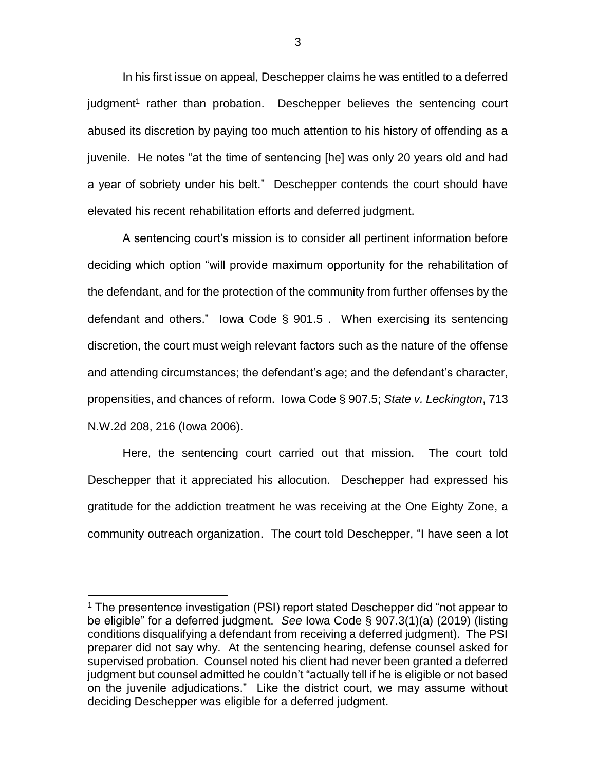In his first issue on appeal, Deschepper claims he was entitled to a deferred judgment[1] rather than probation. Deschepper believes the sentencing court abused its discretion by paying too much attention to his history of offending as a juvenile. He notes "at the time of sentencing [he] was only 20 years old and had a year of sobriety under his belt." Deschepper contends the court should have elevated his recent rehabilitation efforts and deferred judgment.

A sentencing court's mission is to consider all pertinent information before deciding which option "will provide maximum opportunity for the rehabilitation of the defendant, and for the protection of the community from further offenses by the defendant and others." Iowa Code § 901.5 . When exercising its sentencing discretion, the court must weigh relevant factors such as the nature of the offense and attending circumstances; the defendant's age; and the defendant's character, propensities, and chances of reform. Iowa Code § 907.5; *State v. Leckington*, 713 N.W.2d 208, 216 (Iowa 2006).

Here, the sentencing court carried out that mission. The court told Deschepper that it appreciated his allocution. Deschepper had expressed his gratitude for the addiction treatment he was receiving at the One Eighty Zone, a community outreach organization. The court told Deschepper, "I have seen a lot

---

[1] The presentence investigation (PSI) report stated Deschepper did "not appear to be eligible" for a deferred judgment. *See* Iowa Code § 907.3(1)(a) (2019) (listing conditions disqualifying a defendant from receiving a deferred judgment). The PSI preparer did not say why. At the sentencing hearing, defense counsel asked for supervised probation. Counsel noted his client had never been granted a deferred judgment but counsel admitted he couldn't "actually tell if he is eligible or not based on the juvenile adjudications." Like the district court, we may assume without deciding Deschepper was eligible for a deferred judgment.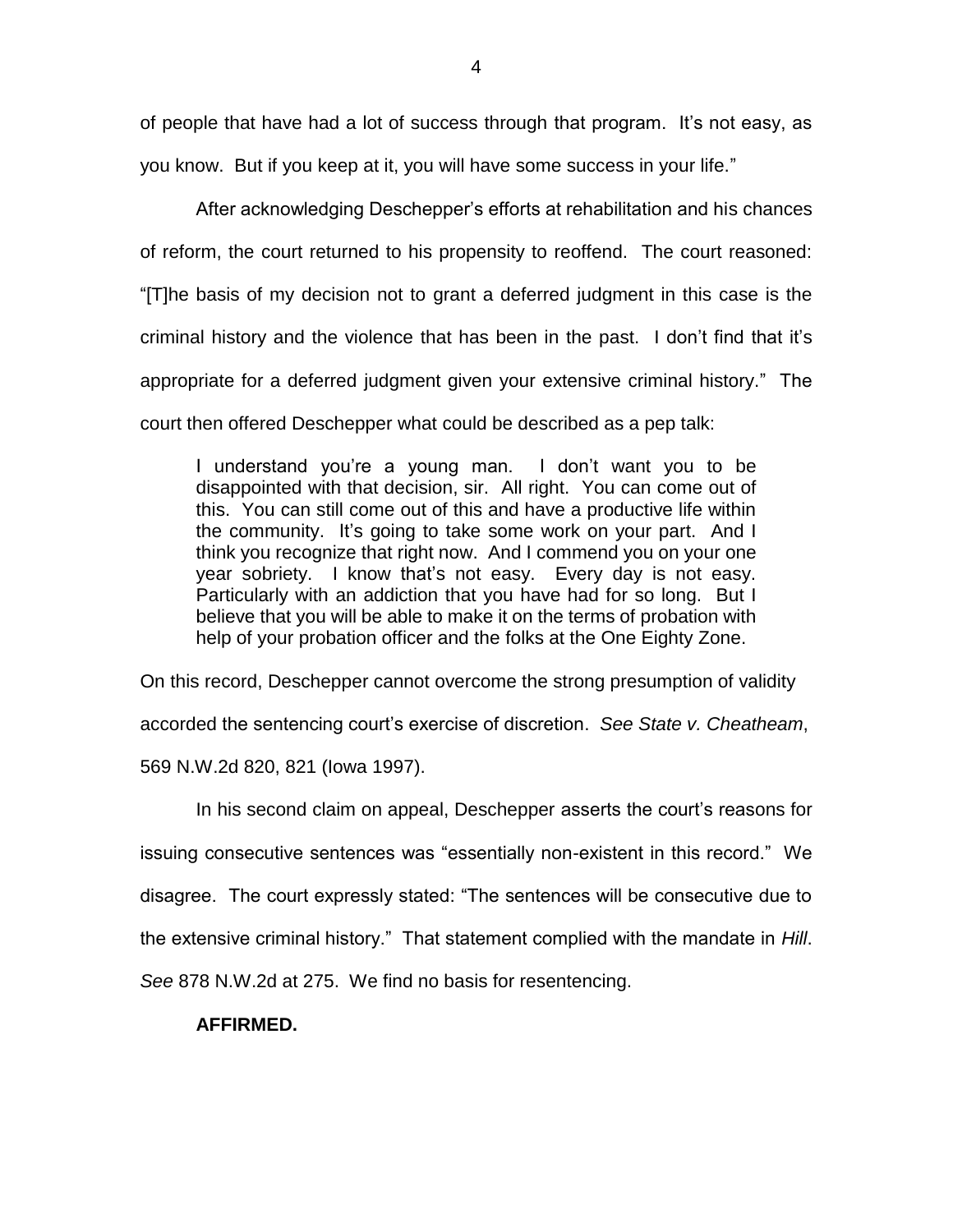of people that have had a lot of success through that program. It's not easy, as you know. But if you keep at it, you will have some success in your life."

After acknowledging Deschepper's efforts at rehabilitation and his chances of reform, the court returned to his propensity to reoffend. The court reasoned: "[T]he basis of my decision not to grant a deferred judgment in this case is the criminal history and the violence that has been in the past. I don't find that it's appropriate for a deferred judgment given your extensive criminal history." The court then offered Deschepper what could be described as a pep talk:

> I understand you're a young man. I don't want you to be disappointed with that decision, sir. All right. You can come out of this. You can still come out of this and have a productive life within the community. It's going to take some work on your part. And I think you recognize that right now. And I commend you on your one year sobriety. I know that's not easy. Every day is not easy. Particularly with an addiction that you have had for so long. But I believe that you will be able to make it on the terms of probation with help of your probation officer and the folks at the One Eighty Zone.

On this record, Deschepper cannot overcome the strong presumption of validity accorded the sentencing court's exercise of discretion. *See State v. Cheatheam*, 569 N.W.2d 820, 821 (Iowa 1997).

In his second claim on appeal, Deschepper asserts the court's reasons for issuing consecutive sentences was "essentially non-existent in this record." We disagree. The court expressly stated: "The sentences will be consecutive due to the extensive criminal history." That statement complied with the mandate in *Hill*. *See* 878 N.W.2d at 275. We find no basis for resentencing.

**AFFIRMED.**